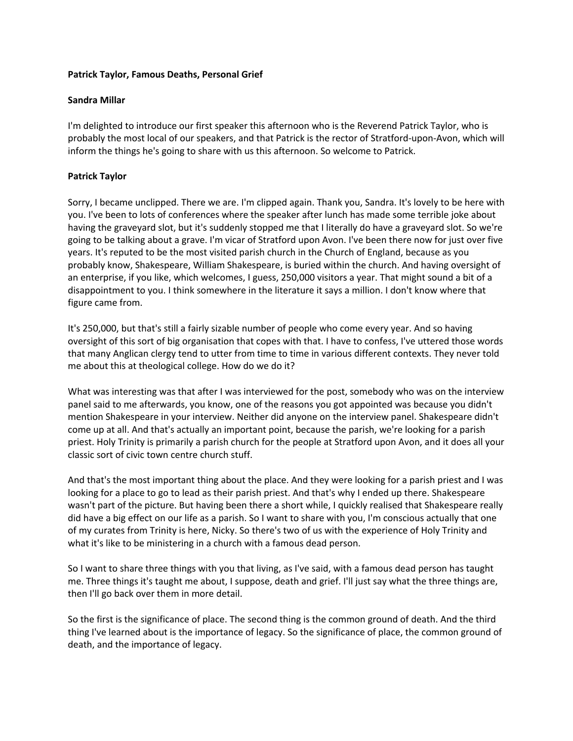**Patrick Taylor, Famous Deaths, Personal Grief**

**Sandra Millar**

I'm delighted to introduce our first speaker this afternoon who is the Reverend Patrick Taylor, who is probably the most local of our speakers, and that Patrick is the rector of Stratford-upon-Avon, which will inform the things he's going to share with us this afternoon. So welcome to Patrick.

**Patrick Taylor**

Sorry, I became unclipped. There we are. I'm clipped again. Thank you, Sandra. It's lovely to be here with you. I've been to lots of conferences where the speaker after lunch has made some terrible joke about having the graveyard slot, but it's suddenly stopped me that I literally do have a graveyard slot. So we're going to be talking about a grave. I'm vicar of Stratford upon Avon. I've been there now for just over five years. It's reputed to be the most visited parish church in the Church of England, because as you probably know, Shakespeare, William Shakespeare, is buried within the church. And having oversight of an enterprise, if you like, which welcomes, I guess, 250,000 visitors a year. That might sound a bit of a disappointment to you. I think somewhere in the literature it says a million. I don't know where that figure came from.

It's 250,000, but that's still a fairly sizable number of people who come every year. And so having oversight of this sort of big organisation that copes with that. I have to confess, I've uttered those words that many Anglican clergy tend to utter from time to time in various different contexts. They never told me about this at theological college. How do we do it?

What was interesting was that after I was interviewed for the post, somebody who was on the interview panel said to me afterwards, you know, one of the reasons you got appointed was because you didn't mention Shakespeare in your interview. Neither did anyone on the interview panel. Shakespeare didn't come up at all. And that's actually an important point, because the parish, we're looking for a parish priest. Holy Trinity is primarily a parish church for the people at Stratford upon Avon, and it does all your classic sort of civic town centre church stuff.

And that's the most important thing about the place. And they were looking for a parish priest and I was looking for a place to go to lead as their parish priest. And that's why I ended up there. Shakespeare wasn't part of the picture. But having been there a short while, I quickly realised that Shakespeare really did have a big effect on our life as a parish. So I want to share with you, I'm conscious actually that one of my curates from Trinity is here, Nicky. So there's two of us with the experience of Holy Trinity and what it's like to be ministering in a church with a famous dead person.

So I want to share three things with you that living, as I've said, with a famous dead person has taught me. Three things it's taught me about, I suppose, death and grief. I'll just say what the three things are, then I'll go back over them in more detail.

So the first is the significance of place. The second thing is the common ground of death. And the third thing I've learned about is the importance of legacy. So the significance of place, the common ground of death, and the importance of legacy.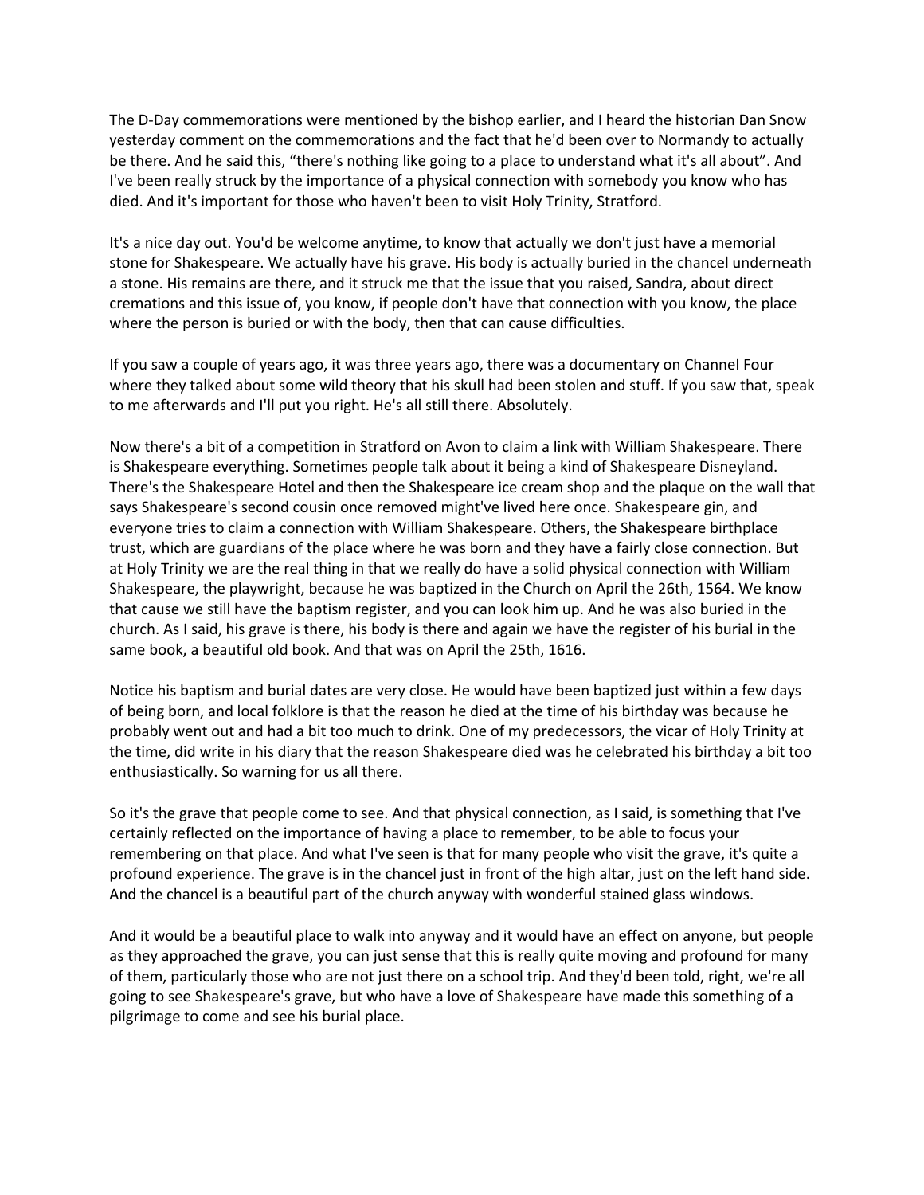The D-Day commemorations were mentioned by the bishop earlier, and I heard the historian Dan Snow yesterday comment on the commemorations and the fact that he'd been over to Normandy to actually be there. And he said this, "there's nothing like going to a place to understand what it's all about". And I've been really struck by the importance of a physical connection with somebody you know who has died. And it's important for those who haven't been to visit Holy Trinity, Stratford.

It's a nice day out. You'd be welcome anytime, to know that actually we don't just have a memorial stone for Shakespeare. We actually have his grave. His body is actually buried in the chancel underneath a stone. His remains are there, and it struck me that the issue that you raised, Sandra, about direct cremations and this issue of, you know, if people don't have that connection with you know, the place where the person is buried or with the body, then that can cause difficulties.

If you saw a couple of years ago, it was three years ago, there was a documentary on Channel Four where they talked about some wild theory that his skull had been stolen and stuff. If you saw that, speak to me afterwards and I'll put you right. He's all still there. Absolutely.

Now there's a bit of a competition in Stratford on Avon to claim a link with William Shakespeare. There is Shakespeare everything. Sometimes people talk about it being a kind of Shakespeare Disneyland. There's the Shakespeare Hotel and then the Shakespeare ice cream shop and the plaque on the wall that says Shakespeare's second cousin once removed might've lived here once. Shakespeare gin, and everyone tries to claim a connection with William Shakespeare. Others, the Shakespeare birthplace trust, which are guardians of the place where he was born and they have a fairly close connection. But at Holy Trinity we are the real thing in that we really do have a solid physical connection with William Shakespeare, the playwright, because he was baptized in the Church on April the 26th, 1564. We know that cause we still have the baptism register, and you can look him up. And he was also buried in the church. As I said, his grave is there, his body is there and again we have the register of his burial in the same book, a beautiful old book. And that was on April the 25th, 1616.

Notice his baptism and burial dates are very close. He would have been baptized just within a few days of being born, and local folklore is that the reason he died at the time of his birthday was because he probably went out and had a bit too much to drink. One of my predecessors, the vicar of Holy Trinity at the time, did write in his diary that the reason Shakespeare died was he celebrated his birthday a bit too enthusiastically. So warning for us all there.

So it's the grave that people come to see. And that physical connection, as I said, is something that I've certainly reflected on the importance of having a place to remember, to be able to focus your remembering on that place. And what I've seen is that for many people who visit the grave, it's quite a profound experience. The grave is in the chancel just in front of the high altar, just on the left hand side. And the chancel is a beautiful part of the church anyway with wonderful stained glass windows.

And it would be a beautiful place to walk into anyway and it would have an effect on anyone, but people as they approached the grave, you can just sense that this is really quite moving and profound for many of them, particularly those who are not just there on a school trip. And they'd been told, right, we're all going to see Shakespeare's grave, but who have a love of Shakespeare have made this something of a pilgrimage to come and see his burial place.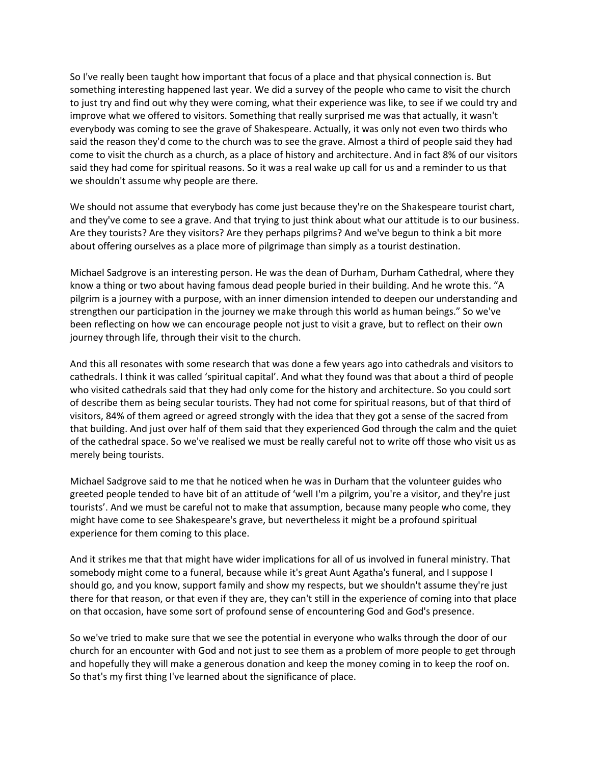So I've really been taught how important that focus of a place and that physical connection is. But something interesting happened last year. We did a survey of the people who came to visit the church to just try and find out why they were coming, what their experience was like, to see if we could try and improve what we offered to visitors. Something that really surprised me was that actually, it wasn't everybody was coming to see the grave of Shakespeare. Actually, it was only not even two thirds who said the reason they'd come to the church was to see the grave. Almost a third of people said they had come to visit the church as a church, as a place of history and architecture. And in fact 8% of our visitors said they had come for spiritual reasons. So it was a real wake up call for us and a reminder to us that we shouldn't assume why people are there.

We should not assume that everybody has come just because they're on the Shakespeare tourist chart, and they've come to see a grave. And that trying to just think about what our attitude is to our business. Are they tourists? Are they visitors? Are they perhaps pilgrims? And we've begun to think a bit more about offering ourselves as a place more of pilgrimage than simply as a tourist destination.

Michael Sadgrove is an interesting person. He was the dean of Durham, Durham Cathedral, where they know a thing or two about having famous dead people buried in their building. And he wrote this. "A pilgrim is a journey with a purpose, with an inner dimension intended to deepen our understanding and strengthen our participation in the journey we make through this world as human beings." So we've been reflecting on how we can encourage people not just to visit a grave, but to reflect on their own journey through life, through their visit to the church.

And this all resonates with some research that was done a few years ago into cathedrals and visitors to cathedrals. I think it was called 'spiritual capital'. And what they found was that about a third of people who visited cathedrals said that they had only come for the history and architecture. So you could sort of describe them as being secular tourists. They had not come for spiritual reasons, but of that third of visitors, 84% of them agreed or agreed strongly with the idea that they got a sense of the sacred from that building. And just over half of them said that they experienced God through the calm and the quiet of the cathedral space. So we've realised we must be really careful not to write off those who visit us as merely being tourists.

Michael Sadgrove said to me that he noticed when he was in Durham that the volunteer guides who greeted people tended to have bit of an attitude of 'well I'm a pilgrim, you're a visitor, and they're just tourists'. And we must be careful not to make that assumption, because many people who come, they might have come to see Shakespeare's grave, but nevertheless it might be a profound spiritual experience for them coming to this place.

And it strikes me that that might have wider implications for all of us involved in funeral ministry. That somebody might come to a funeral, because while it's great Aunt Agatha's funeral, and I suppose I should go, and you know, support family and show my respects, but we shouldn't assume they're just there for that reason, or that even if they are, they can't still in the experience of coming into that place on that occasion, have some sort of profound sense of encountering God and God's presence.

So we've tried to make sure that we see the potential in everyone who walks through the door of our church for an encounter with God and not just to see them as a problem of more people to get through and hopefully they will make a generous donation and keep the money coming in to keep the roof on. So that's my first thing I've learned about the significance of place.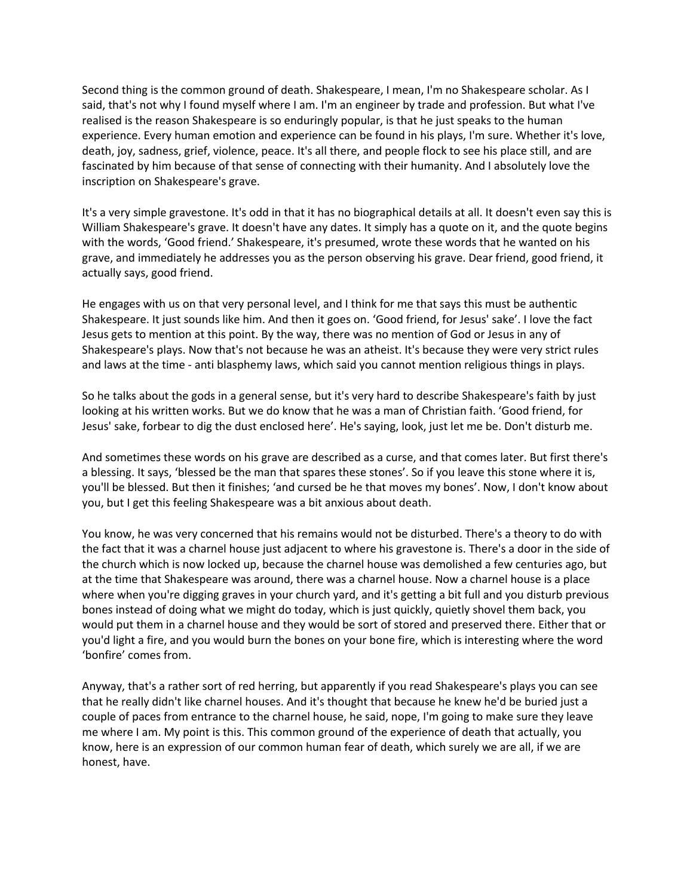Second thing is the common ground of death. Shakespeare, I mean, I'm no Shakespeare scholar. As I said, that's not why I found myself where I am. I'm an engineer by trade and profession. But what I've realised is the reason Shakespeare is so enduringly popular, is that he just speaks to the human experience. Every human emotion and experience can be found in his plays, I'm sure. Whether it's love, death, joy, sadness, grief, violence, peace. It's all there, and people flock to see his place still, and are fascinated by him because of that sense of connecting with their humanity. And I absolutely love the inscription on Shakespeare's grave.

It's a very simple gravestone. It's odd in that it has no biographical details at all. It doesn't even say this is William Shakespeare's grave. It doesn't have any dates. It simply has a quote on it, and the quote begins with the words, 'Good friend.' Shakespeare, it's presumed, wrote these words that he wanted on his grave, and immediately he addresses you as the person observing his grave. Dear friend, good friend, it actually says, good friend.

He engages with us on that very personal level, and I think for me that says this must be authentic Shakespeare. It just sounds like him. And then it goes on. 'Good friend, for Jesus' sake'. I love the fact Jesus gets to mention at this point. By the way, there was no mention of God or Jesus in any of Shakespeare's plays. Now that's not because he was an atheist. It's because they were very strict rules and laws at the time - anti blasphemy laws, which said you cannot mention religious things in plays.

So he talks about the gods in a general sense, but it's very hard to describe Shakespeare's faith by just looking at his written works. But we do know that he was a man of Christian faith. 'Good friend, for Jesus' sake, forbear to dig the dust enclosed here'. He's saying, look, just let me be. Don't disturb me.

And sometimes these words on his grave are described as a curse, and that comes later. But first there's a blessing. It says, 'blessed be the man that spares these stones'. So if you leave this stone where it is, you'll be blessed. But then it finishes; 'and cursed be he that moves my bones'. Now, I don't know about you, but I get this feeling Shakespeare was a bit anxious about death.

You know, he was very concerned that his remains would not be disturbed. There's a theory to do with the fact that it was a charnel house just adjacent to where his gravestone is. There's a door in the side of the church which is now locked up, because the charnel house was demolished a few centuries ago, but at the time that Shakespeare was around, there was a charnel house. Now a charnel house is a place where when you're digging graves in your church yard, and it's getting a bit full and you disturb previous bones instead of doing what we might do today, which is just quickly, quietly shovel them back, you would put them in a charnel house and they would be sort of stored and preserved there. Either that or you'd light a fire, and you would burn the bones on your bone fire, which is interesting where the word 'bonfire' comes from.

Anyway, that's a rather sort of red herring, but apparently if you read Shakespeare's plays you can see that he really didn't like charnel houses. And it's thought that because he knew he'd be buried just a couple of paces from entrance to the charnel house, he said, nope, I'm going to make sure they leave me where I am. My point is this. This common ground of the experience of death that actually, you know, here is an expression of our common human fear of death, which surely we are all, if we are honest, have.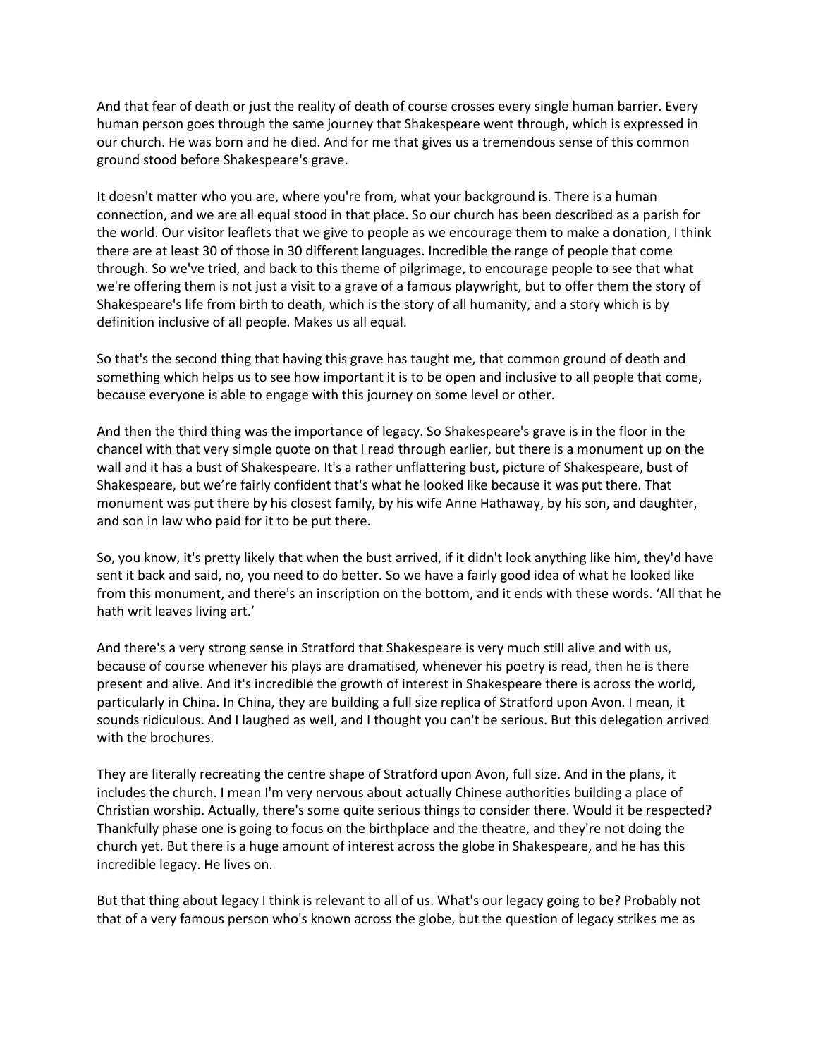And that fear of death or just the reality of death of course crosses every single human barrier. Every human person goes through the same journey that Shakespeare went through, which is expressed in our church. He was born and he died. And for me that gives us a tremendous sense of this common ground stood before Shakespeare's grave.

It doesn't matter who you are, where you're from, what your background is. There is a human connection, and we are all equal stood in that place. So our church has been described as a parish for the world. Our visitor leaflets that we give to people as we encourage them to make a donation, I think there are at least 30 of those in 30 different languages. Incredible the range of people that come through. So we've tried, and back to this theme of pilgrimage, to encourage people to see that what we're offering them is not just a visit to a grave of a famous playwright, but to offer them the story of Shakespeare's life from birth to death, which is the story of all humanity, and a story which is by definition inclusive of all people. Makes us all equal.

So that's the second thing that having this grave has taught me, that common ground of death and something which helps us to see how important it is to be open and inclusive to all people that come, because everyone is able to engage with this journey on some level or other.

And then the third thing was the importance of legacy. So Shakespeare's grave is in the floor in the chancel with that very simple quote on that I read through earlier, but there is a monument up on the wall and it has a bust of Shakespeare. It's a rather unflattering bust, picture of Shakespeare, bust of Shakespeare, but we're fairly confident that's what he looked like because it was put there. That monument was put there by his closest family, by his wife Anne Hathaway, by his son, and daughter, and son in law who paid for it to be put there.

So, you know, it's pretty likely that when the bust arrived, if it didn't look anything like him, they'd have sent it back and said, no, you need to do better. So we have a fairly good idea of what he looked like from this monument, and there's an inscription on the bottom, and it ends with these words. 'All that he hath writ leaves living art.'

And there's a very strong sense in Stratford that Shakespeare is very much still alive and with us, because of course whenever his plays are dramatised, whenever his poetry is read, then he is there present and alive. And it's incredible the growth of interest in Shakespeare there is across the world, particularly in China. In China, they are building a full size replica of Stratford upon Avon. I mean, it sounds ridiculous. And I laughed as well, and I thought you can't be serious. But this delegation arrived with the brochures.

They are literally recreating the centre shape of Stratford upon Avon, full size. And in the plans, it includes the church. I mean I'm very nervous about actually Chinese authorities building a place of Christian worship. Actually, there's some quite serious things to consider there. Would it be respected? Thankfully phase one is going to focus on the birthplace and the theatre, and they're not doing the church yet. But there is a huge amount of interest across the globe in Shakespeare, and he has this incredible legacy. He lives on.

But that thing about legacy I think is relevant to all of us. What's our legacy going to be? Probably not that of a very famous person who's known across the globe, but the question of legacy strikes me as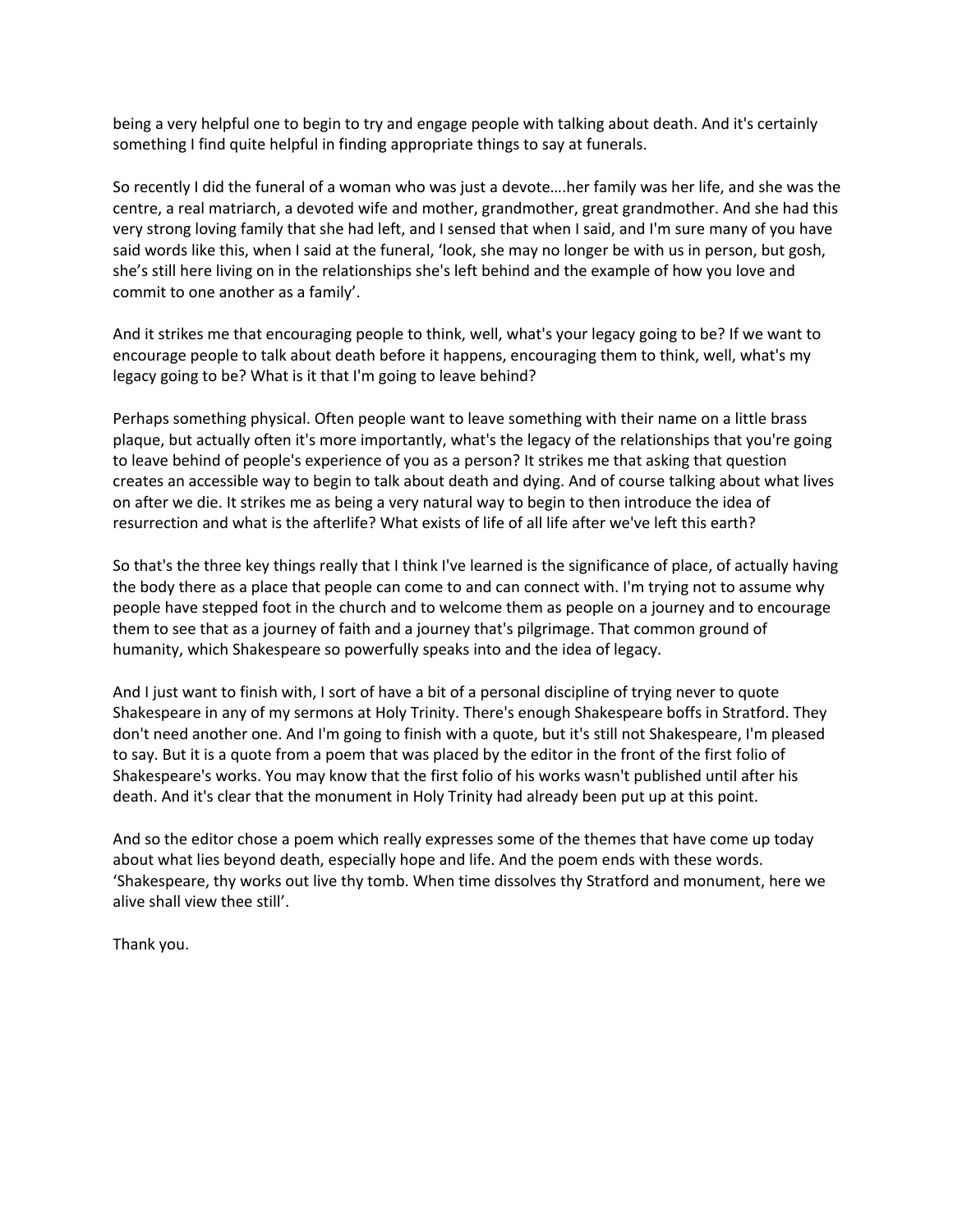being a very helpful one to begin to try and engage people with talking about death. And it's certainly something I find quite helpful in finding appropriate things to say at funerals.

So recently I did the funeral of a woman who was just a devote….her family was her life, and she was the centre, a real matriarch, a devoted wife and mother, grandmother, great grandmother. And she had this very strong loving family that she had left, and I sensed that when I said, and I'm sure many of you have said words like this, when I said at the funeral, 'look, she may no longer be with us in person, but gosh, she's still here living on in the relationships she's left behind and the example of how you love and commit to one another as a family'.

And it strikes me that encouraging people to think, well, what's your legacy going to be? If we want to encourage people to talk about death before it happens, encouraging them to think, well, what's my legacy going to be? What is it that I'm going to leave behind?

Perhaps something physical. Often people want to leave something with their name on a little brass plaque, but actually often it's more importantly, what's the legacy of the relationships that you're going to leave behind of people's experience of you as a person? It strikes me that asking that question creates an accessible way to begin to talk about death and dying. And of course talking about what lives on after we die. It strikes me as being a very natural way to begin to then introduce the idea of resurrection and what is the afterlife? What exists of life of all life after we've left this earth?

So that's the three key things really that I think I've learned is the significance of place, of actually having the body there as a place that people can come to and can connect with. I'm trying not to assume why people have stepped foot in the church and to welcome them as people on a journey and to encourage them to see that as a journey of faith and a journey that's pilgrimage. That common ground of humanity, which Shakespeare so powerfully speaks into and the idea of legacy.

And I just want to finish with, I sort of have a bit of a personal discipline of trying never to quote Shakespeare in any of my sermons at Holy Trinity. There's enough Shakespeare boffs in Stratford. They don't need another one. And I'm going to finish with a quote, but it's still not Shakespeare, I'm pleased to say. But it is a quote from a poem that was placed by the editor in the front of the first folio of Shakespeare's works. You may know that the first folio of his works wasn't published until after his death. And it's clear that the monument in Holy Trinity had already been put up at this point.

And so the editor chose a poem which really expresses some of the themes that have come up today about what lies beyond death, especially hope and life. And the poem ends with these words. 'Shakespeare, thy works out live thy tomb. When time dissolves thy Stratford and monument, here we alive shall view thee still'.

Thank you.